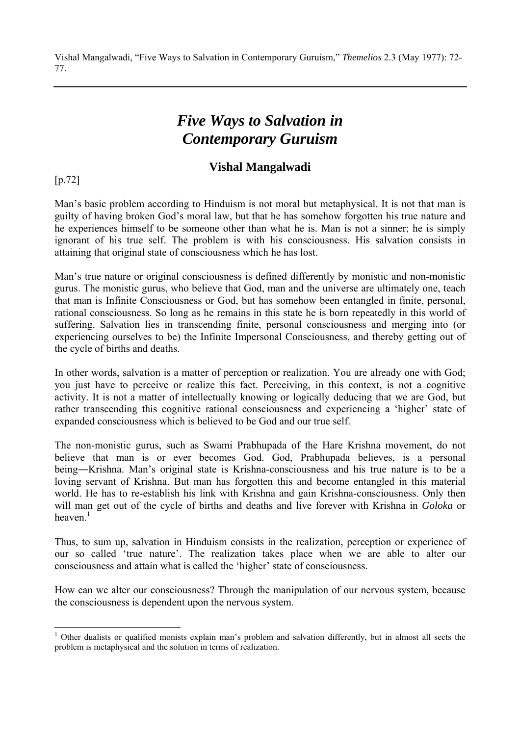Vishal Mangalwadi, "Five Ways to Salvation in Contemporary Guruism," *Themelios* 2.3 (May 1977): 72-77.

---

# *Five Ways to Salvation in Contemporary Guruism*

## Vishal Mangalwadi

[p.72]

Man's basic problem according to Hinduism is not moral but metaphysical. It is not that man is guilty of having broken God's moral law, but that he has somehow forgotten his true nature and he experiences himself to be someone other than what he is. Man is not a sinner; he is simply ignorant of his true self. The problem is with his consciousness. His salvation consists in attaining that original state of consciousness which he has lost.

Man's true nature or original consciousness is defined differently by monistic and non-monistic gurus. The monistic gurus, who believe that God, man and the universe are ultimately one, teach that man is Infinite Consciousness or God, but has somehow been entangled in finite, personal, rational consciousness. So long as he remains in this state he is born repeatedly in this world of suffering. Salvation lies in transcending finite, personal consciousness and merging into (or experiencing ourselves to be) the Infinite Impersonal Consciousness, and thereby getting out of the cycle of births and deaths.

In other words, salvation is a matter of perception or realization. You are already one with God; you just have to perceive or realize this fact. Perceiving, in this context, is not a cognitive activity. It is not a matter of intellectually knowing or logically deducing that we are God, but rather transcending this cognitive rational consciousness and experiencing a 'higher' state of expanded consciousness which is believed to be God and our true self.

The non-monistic gurus, such as Swami Prabhupada of the Hare Krishna movement, do not believe that man is or ever becomes God. God, Prabhupada believes, is a personal being―Krishna. Man's original state is Krishna-consciousness and his true nature is to be a loving servant of Krishna. But man has forgotten this and become entangled in this material world. He has to re-establish his link with Krishna and gain Krishna-consciousness. Only then will man get out of the cycle of births and deaths and live forever with Krishna in *Goloka* or heaven.[1]

Thus, to sum up, salvation in Hinduism consists in the realization, perception or experience of our so called 'true nature'. The realization takes place when we are able to alter our consciousness and attain what is called the 'higher' state of consciousness.

How can we alter our consciousness? Through the manipulation of our nervous system, because the consciousness is dependent upon the nervous system.

---

[1] Other dualists or qualified monists explain man's problem and salvation differently, but in almost all sects the problem is metaphysical and the solution in terms of realization.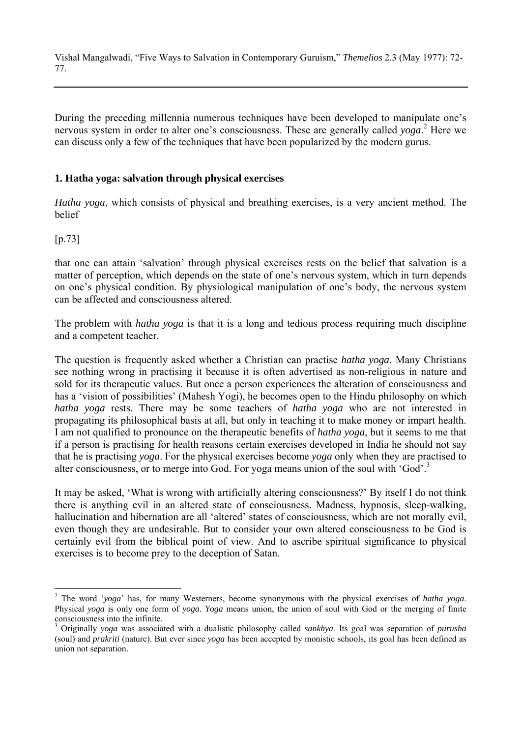During the preceding millennia numerous techniques have been developed to manipulate one's nervous system in order to alter one's consciousness. These are generally called *yoga*.[2] Here we can discuss only a few of the techniques that have been popularized by the modern gurus.

### 1. Hatha yoga: salvation through physical exercises

*Hatha yoga*, which consists of physical and breathing exercises, is a very ancient method. The belief

[p.73]

that one can attain 'salvation' through physical exercises rests on the belief that salvation is a matter of perception, which depends on the state of one's nervous system, which in turn depends on one's physical condition. By physiological manipulation of one's body, the nervous system can be affected and consciousness altered.

The problem with *hatha yoga* is that it is a long and tedious process requiring much discipline and a competent teacher.

The question is frequently asked whether a Christian can practise *hatha yoga*. Many Christians see nothing wrong in practising it because it is often advertised as non-religious in nature and sold for its therapeutic values. But once a person experiences the alteration of consciousness and has a 'vision of possibilities' (Mahesh Yogi), he becomes open to the Hindu philosophy on which *hatha yoga* rests. There may be some teachers of *hatha yoga* who are not interested in propagating its philosophical basis at all, but only in teaching it to make money or impart health. I am not qualified to pronounce on the therapeutic benefits of *hatha yoga*, but it seems to me that if a person is practising for health reasons certain exercises developed in India he should not say that he is practising *yoga*. For the physical exercises become *yoga* only when they are practised to alter consciousness, or to merge into God. For yoga means union of the soul with 'God'.[3]

It may be asked, 'What is wrong with artificially altering consciousness?' By itself I do not think there is anything evil in an altered state of consciousness. Madness, hypnosis, sleep-walking, hallucination and hibernation are all 'altered' states of consciousness, which are not morally evil, even though they are undesirable. But to consider your own altered consciousness to be God is certainly evil from the biblical point of view. And to ascribe spiritual significance to physical exercises is to become prey to the deception of Satan.

---

[2] The word '*yoga*' has, for many Westerners, become synonymous with the physical exercises of *hatha yoga*. Physical *yoga* is only one form of *yoga*. *Yoga* means union, the union of soul with God or the merging of finite consciousness into the infinite.

[3] Originally *yoga* was associated with a dualistic philosophy called *sankhya*. Its goal was separation of *purusha* (soul) and *prakriti* (nature). But ever since *yoga* has been accepted by monistic schools, its goal has been defined as union not separation.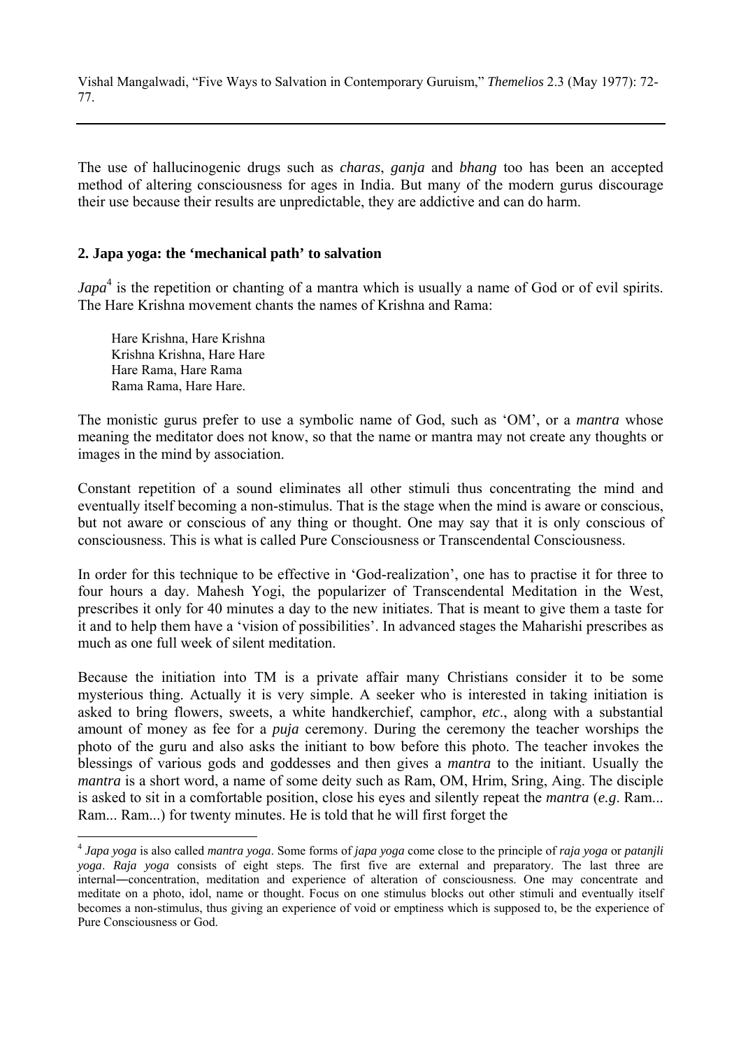The use of hallucinogenic drugs such as *charas*, *ganja* and *bhang* too has been an accepted method of altering consciousness for ages in India. But many of the modern gurus discourage their use because their results are unpredictable, they are addictive and can do harm.

## 2. Japa yoga: the 'mechanical path' to salvation

*Japa*[4] is the repetition or chanting of a mantra which is usually a name of God or of evil spirits. The Hare Krishna movement chants the names of Krishna and Rama:

> Hare Krishna, Hare Krishna
> Krishna Krishna, Hare Hare
> Hare Rama, Hare Rama
> Rama Rama, Hare Hare.

The monistic gurus prefer to use a symbolic name of God, such as 'OM', or a *mantra* whose meaning the meditator does not know, so that the name or mantra may not create any thoughts or images in the mind by association.

Constant repetition of a sound eliminates all other stimuli thus concentrating the mind and eventually itself becoming a non-stimulus. That is the stage when the mind is aware or conscious, but not aware or conscious of any thing or thought. One may say that it is only conscious of consciousness. This is what is called Pure Consciousness or Transcendental Consciousness.

In order for this technique to be effective in 'God-realization', one has to practise it for three to four hours a day. Mahesh Yogi, the popularizer of Transcendental Meditation in the West, prescribes it only for 40 minutes a day to the new initiates. That is meant to give them a taste for it and to help them have a 'vision of possibilities'. In advanced stages the Maharishi prescribes as much as one full week of silent meditation.

Because the initiation into TM is a private affair many Christians consider it to be some mysterious thing. Actually it is very simple. A seeker who is interested in taking initiation is asked to bring flowers, sweets, a white handkerchief, camphor, *etc*., along with a substantial amount of money as fee for a *puja* ceremony. During the ceremony the teacher worships the photo of the guru and also asks the initiant to bow before this photo. The teacher invokes the blessings of various gods and goddesses and then gives a *mantra* to the initiant. Usually the *mantra* is a short word, a name of some deity such as Ram, OM, Hrim, Sring, Aing. The disciple is asked to sit in a comfortable position, close his eyes and silently repeat the *mantra* (*e.g*. Ram... Ram... Ram...) for twenty minutes. He is told that he will first forget the

---

[4] *Japa yoga* is also called *mantra yoga*. Some forms of *japa yoga* come close to the principle of *raja yoga* or *patanjli yoga*. *Raja yoga* consists of eight steps. The first five are external and preparatory. The last three are internal―concentration, meditation and experience of alteration of consciousness. One may concentrate and meditate on a photo, idol, name or thought. Focus on one stimulus blocks out other stimuli and eventually itself becomes a non-stimulus, thus giving an experience of void or emptiness which is supposed to, be the experience of Pure Consciousness or God.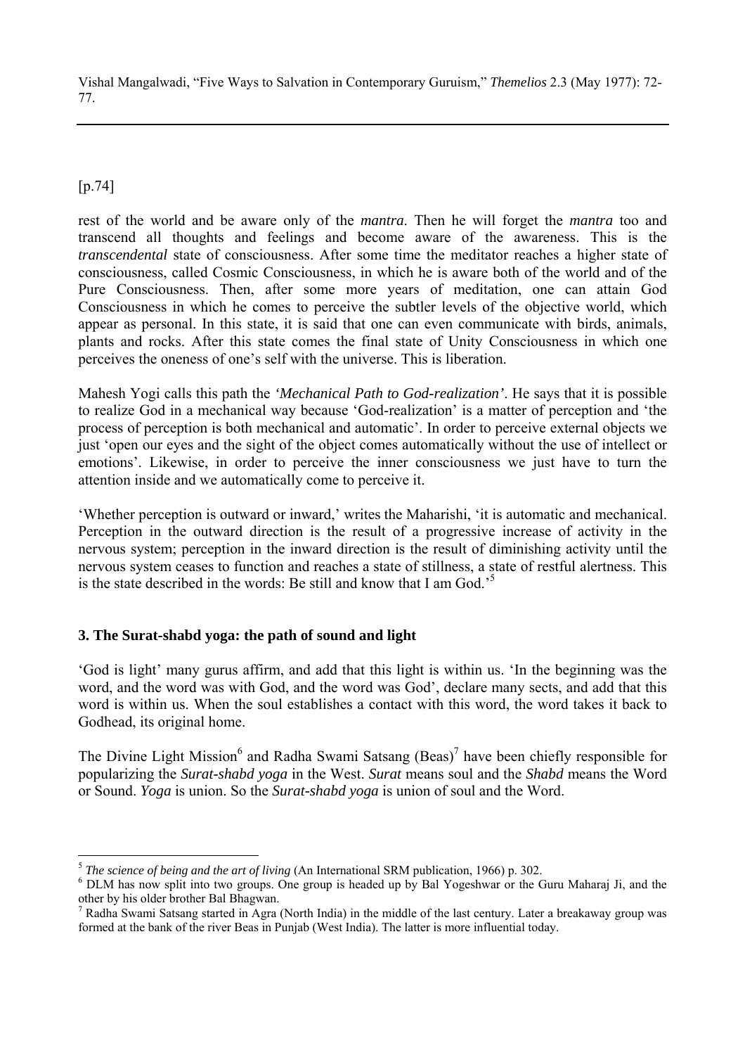rest of the world and be aware only of the *mantra*. Then he will forget the *mantra* too and transcend all thoughts and feelings and become aware of the awareness. This is the *transcendental* state of consciousness. After some time the meditator reaches a higher state of consciousness, called Cosmic Consciousness, in which he is aware both of the world and of the Pure Consciousness. Then, after some more years of meditation, one can attain God Consciousness in which he comes to perceive the subtler levels of the objective world, which appear as personal. In this state, it is said that one can even communicate with birds, animals, plants and rocks. After this state comes the final state of Unity Consciousness in which one perceives the oneness of one's self with the universe. This is liberation.

Mahesh Yogi calls this path the *'Mechanical Path to God-realization'*. He says that it is possible to realize God in a mechanical way because 'God-realization' is a matter of perception and 'the process of perception is both mechanical and automatic'. In order to perceive external objects we just 'open our eyes and the sight of the object comes automatically without the use of intellect or emotions'. Likewise, in order to perceive the inner consciousness we just have to turn the attention inside and we automatically come to perceive it.

'Whether perception is outward or inward,' writes the Maharishi, 'it is automatic and mechanical. Perception in the outward direction is the result of a progressive increase of activity in the nervous system; perception in the inward direction is the result of diminishing activity until the nervous system ceases to function and reaches a state of stillness, a state of restful alertness. This is the state described in the words: Be still and know that I am God.'[5]

### 3. The Surat-shabd yoga: the path of sound and light

'God is light' many gurus affirm, and add that this light is within us. 'In the beginning was the word, and the word was with God, and the word was God', declare many sects, and add that this word is within us. When the soul establishes a contact with this word, the word takes it back to Godhead, its original home.

The Divine Light Mission[6] and Radha Swami Satsang (Beas)[7] have been chiefly responsible for popularizing the *Surat-shabd yoga* in the West. *Surat* means soul and the *Shabd* means the Word or Sound. *Yoga* is union. So the *Surat-shabd yoga* is union of soul and the Word.

---

[5] *The science of being and the art of living* (An International SRM publication, 1966) p. 302.

[6] DLM has now split into two groups. One group is headed up by Bal Yogeshwar or the Guru Maharaj Ji, and the other by his older brother Bal Bhagwan.

[7] Radha Swami Satsang started in Agra (North India) in the middle of the last century. Later a breakaway group was formed at the bank of the river Beas in Punjab (West India). The latter is more influential today.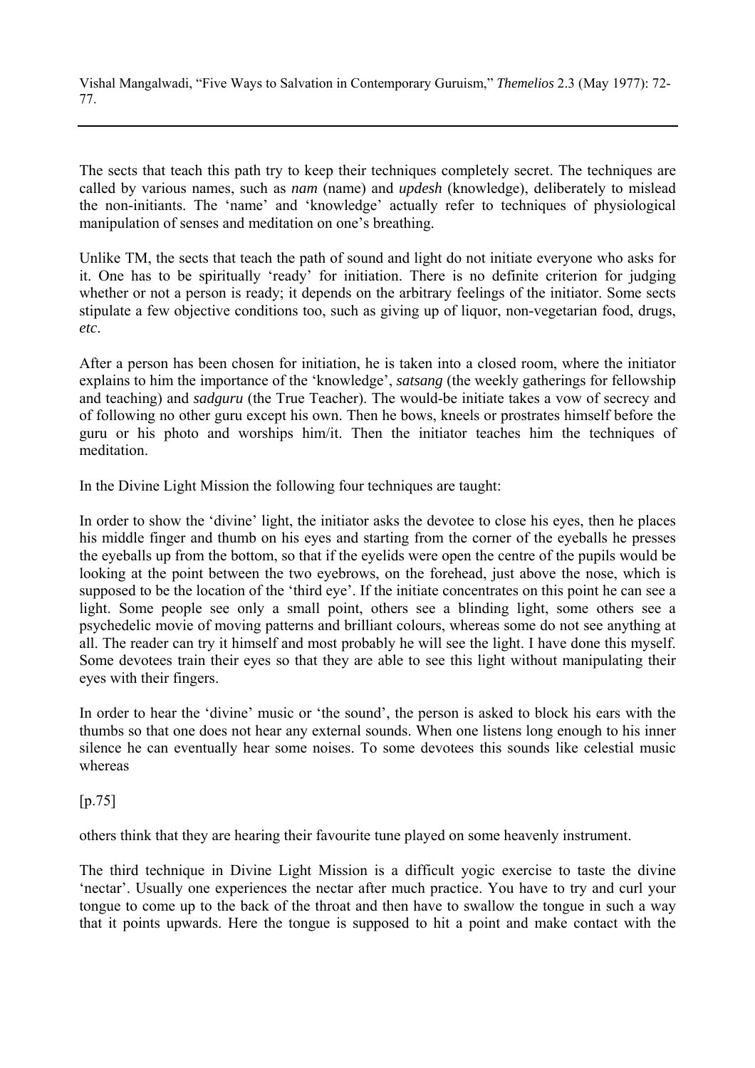The sects that teach this path try to keep their techniques completely secret. The techniques are called by various names, such as *nam* (name) and *updesh* (knowledge), deliberately to mislead the non-initiants. The 'name' and 'knowledge' actually refer to techniques of physiological manipulation of senses and meditation on one's breathing.

Unlike TM, the sects that teach the path of sound and light do not initiate everyone who asks for it. One has to be spiritually 'ready' for initiation. There is no definite criterion for judging whether or not a person is ready; it depends on the arbitrary feelings of the initiator. Some sects stipulate a few objective conditions too, such as giving up of liquor, non-vegetarian food, drugs, *etc*.

After a person has been chosen for initiation, he is taken into a closed room, where the initiator explains to him the importance of the 'knowledge', *satsang* (the weekly gatherings for fellowship and teaching) and *sadguru* (the True Teacher). The would-be initiate takes a vow of secrecy and of following no other guru except his own. Then he bows, kneels or prostrates himself before the guru or his photo and worships him/it. Then the initiator teaches him the techniques of meditation.

In the Divine Light Mission the following four techniques are taught:

In order to show the 'divine' light, the initiator asks the devotee to close his eyes, then he places his middle finger and thumb on his eyes and starting from the corner of the eyeballs he presses the eyeballs up from the bottom, so that if the eyelids were open the centre of the pupils would be looking at the point between the two eyebrows, on the forehead, just above the nose, which is supposed to be the location of the 'third eye'. If the initiate concentrates on this point he can see a light. Some people see only a small point, others see a blinding light, some others see a psychedelic movie of moving patterns and brilliant colours, whereas some do not see anything at all. The reader can try it himself and most probably he will see the light. I have done this myself. Some devotees train their eyes so that they are able to see this light without manipulating their eyes with their fingers.

In order to hear the 'divine' music or 'the sound', the person is asked to block his ears with the thumbs so that one does not hear any external sounds. When one listens long enough to his inner silence he can eventually hear some noises. To some devotees this sounds like celestial music whereas

[p.75]

others think that they are hearing their favourite tune played on some heavenly instrument.

The third technique in Divine Light Mission is a difficult yogic exercise to taste the divine 'nectar'. Usually one experiences the nectar after much practice. You have to try and curl your tongue to come up to the back of the throat and then have to swallow the tongue in such a way that it points upwards. Here the tongue is supposed to hit a point and make contact with the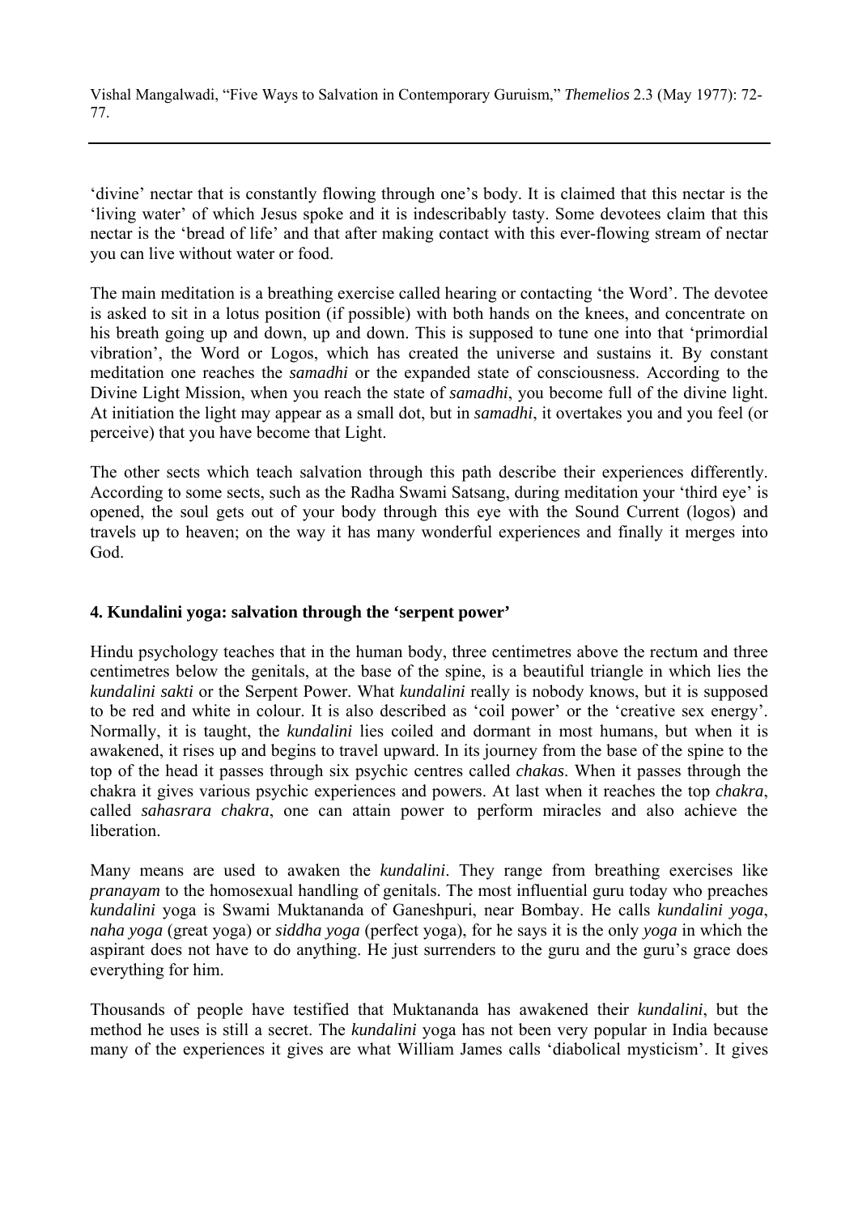'divine' nectar that is constantly flowing through one's body. It is claimed that this nectar is the 'living water' of which Jesus spoke and it is indescribably tasty. Some devotees claim that this nectar is the 'bread of life' and that after making contact with this ever-flowing stream of nectar you can live without water or food.

The main meditation is a breathing exercise called hearing or contacting 'the Word'. The devotee is asked to sit in a lotus position (if possible) with both hands on the knees, and concentrate on his breath going up and down, up and down. This is supposed to tune one into that 'primordial vibration', the Word or Logos, which has created the universe and sustains it. By constant meditation one reaches the *samadhi* or the expanded state of consciousness. According to the Divine Light Mission, when you reach the state of *samadhi*, you become full of the divine light. At initiation the light may appear as a small dot, but in *samadhi*, it overtakes you and you feel (or perceive) that you have become that Light.

The other sects which teach salvation through this path describe their experiences differently. According to some sects, such as the Radha Swami Satsang, during meditation your 'third eye' is opened, the soul gets out of your body through this eye with the Sound Current (logos) and travels up to heaven; on the way it has many wonderful experiences and finally it merges into God.

### 4. Kundalini yoga: salvation through the 'serpent power'

Hindu psychology teaches that in the human body, three centimetres above the rectum and three centimetres below the genitals, at the base of the spine, is a beautiful triangle in which lies the *kundalini sakti* or the Serpent Power. What *kundalini* really is nobody knows, but it is supposed to be red and white in colour. It is also described as 'coil power' or the 'creative sex energy'. Normally, it is taught, the *kundalini* lies coiled and dormant in most humans, but when it is awakened, it rises up and begins to travel upward. In its journey from the base of the spine to the top of the head it passes through six psychic centres called *chakas*. When it passes through the chakra it gives various psychic experiences and powers. At last when it reaches the top *chakra*, called *sahasrara chakra*, one can attain power to perform miracles and also achieve the liberation.

Many means are used to awaken the *kundalini*. They range from breathing exercises like *pranayam* to the homosexual handling of genitals. The most influential guru today who preaches *kundalini* yoga is Swami Muktananda of Ganeshpuri, near Bombay. He calls *kundalini yoga*, *naha yoga* (great yoga) or *siddha yoga* (perfect yoga), for he says it is the only *yoga* in which the aspirant does not have to do anything. He just surrenders to the guru and the guru's grace does everything for him.

Thousands of people have testified that Muktananda has awakened their *kundalini*, but the method he uses is still a secret. The *kundalini* yoga has not been very popular in India because many of the experiences it gives are what William James calls 'diabolical mysticism'. It gives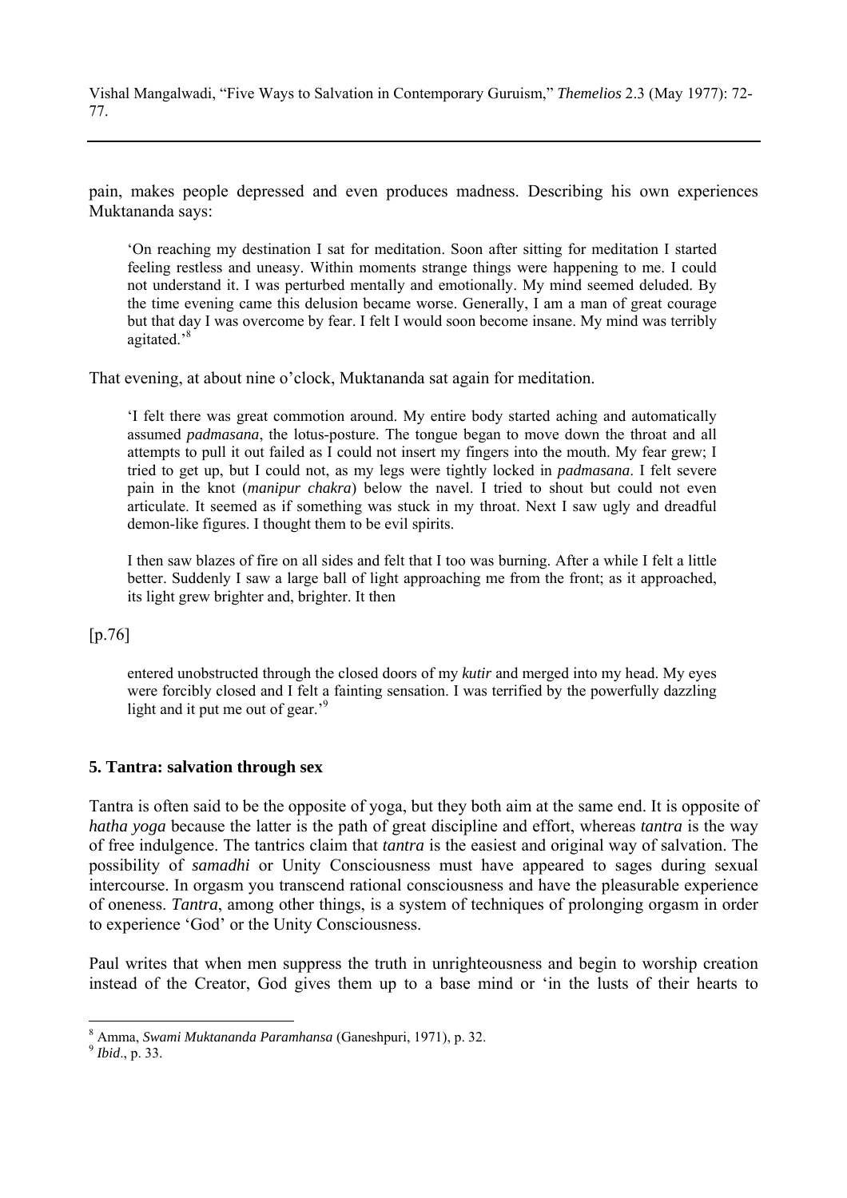pain, makes people depressed and even produces madness. Describing his own experiences Muktananda says:

> 'On reaching my destination I sat for meditation. Soon after sitting for meditation I started feeling restless and uneasy. Within moments strange things were happening to me. I could not understand it. I was perturbed mentally and emotionally. My mind seemed deluded. By the time evening came this delusion became worse. Generally, I am a man of great courage but that day I was overcome by fear. I felt I would soon become insane. My mind was terribly agitated.'[8]

That evening, at about nine o'clock, Muktananda sat again for meditation.

> 'I felt there was great commotion around. My entire body started aching and automatically assumed *padmasana*, the lotus-posture. The tongue began to move down the throat and all attempts to pull it out failed as I could not insert my fingers into the mouth. My fear grew; I tried to get up, but I could not, as my legs were tightly locked in *padmasana*. I felt severe pain in the knot (*manipur chakra*) below the navel. I tried to shout but could not even articulate. It seemed as if something was stuck in my throat. Next I saw ugly and dreadful demon-like figures. I thought them to be evil spirits.
>
> I then saw blazes of fire on all sides and felt that I too was burning. After a while I felt a little better. Suddenly I saw a large ball of light approaching me from the front; as it approached, its light grew brighter and, brighter. It then

[p.76]

> entered unobstructed through the closed doors of my *kutir* and merged into my head. My eyes were forcibly closed and I felt a fainting sensation. I was terrified by the powerfully dazzling light and it put me out of gear.'[9]

### 5. Tantra: salvation through sex

Tantra is often said to be the opposite of yoga, but they both aim at the same end. It is opposite of *hatha yoga* because the latter is the path of great discipline and effort, whereas *tantra* is the way of free indulgence. The tantrics claim that *tantra* is the easiest and original way of salvation. The possibility of *samadhi* or Unity Consciousness must have appeared to sages during sexual intercourse. In orgasm you transcend rational consciousness and have the pleasurable experience of oneness. *Tantra*, among other things, is a system of techniques of prolonging orgasm in order to experience 'God' or the Unity Consciousness.

Paul writes that when men suppress the truth in unrighteousness and begin to worship creation instead of the Creator, God gives them up to a base mind or 'in the lusts of their hearts to

---

[8] Amma, *Swami Muktananda Paramhansa* (Ganeshpuri, 1971), p. 32.

[9] *Ibid*., p. 33.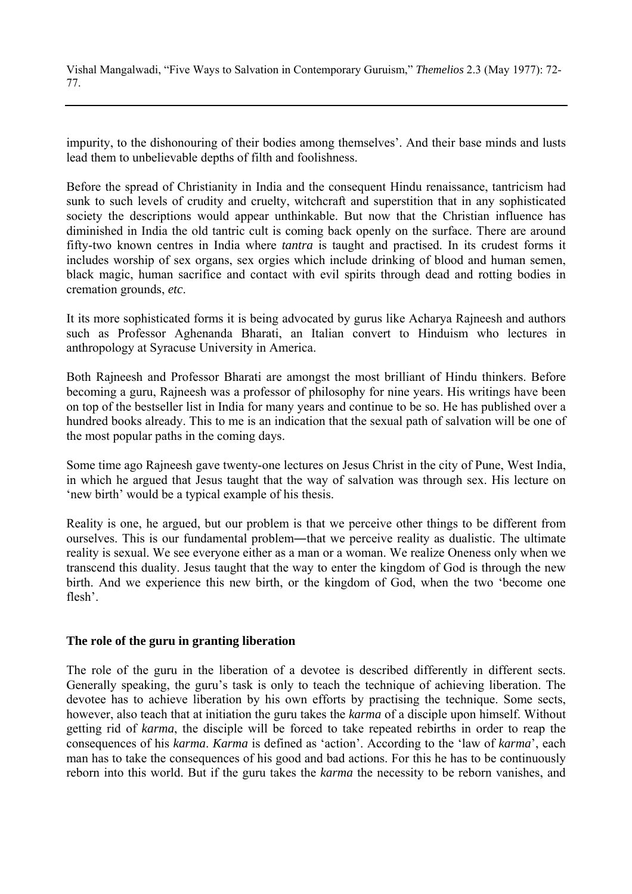impurity, to the dishonouring of their bodies among themselves'. And their base minds and lusts lead them to unbelievable depths of filth and foolishness.

Before the spread of Christianity in India and the consequent Hindu renaissance, tantricism had sunk to such levels of crudity and cruelty, witchcraft and superstition that in any sophisticated society the descriptions would appear unthinkable. But now that the Christian influence has diminished in India the old tantric cult is coming back openly on the surface. There are around fifty-two known centres in India where *tantra* is taught and practised. In its crudest forms it includes worship of sex organs, sex orgies which include drinking of blood and human semen, black magic, human sacrifice and contact with evil spirits through dead and rotting bodies in cremation grounds, *etc*.

It its more sophisticated forms it is being advocated by gurus like Acharya Rajneesh and authors such as Professor Aghenanda Bharati, an Italian convert to Hinduism who lectures in anthropology at Syracuse University in America.

Both Rajneesh and Professor Bharati are amongst the most brilliant of Hindu thinkers. Before becoming a guru, Rajneesh was a professor of philosophy for nine years. His writings have been on top of the bestseller list in India for many years and continue to be so. He has published over a hundred books already. This to me is an indication that the sexual path of salvation will be one of the most popular paths in the coming days.

Some time ago Rajneesh gave twenty-one lectures on Jesus Christ in the city of Pune, West India, in which he argued that Jesus taught that the way of salvation was through sex. His lecture on 'new birth' would be a typical example of his thesis.

Reality is one, he argued, but our problem is that we perceive other things to be different from ourselves. This is our fundamental problem―that we perceive reality as dualistic. The ultimate reality is sexual. We see everyone either as a man or a woman. We realize Oneness only when we transcend this duality. Jesus taught that the way to enter the kingdom of God is through the new birth. And we experience this new birth, or the kingdom of God, when the two 'become one flesh'.

### The role of the guru in granting liberation

The role of the guru in the liberation of a devotee is described differently in different sects. Generally speaking, the guru's task is only to teach the technique of achieving liberation. The devotee has to achieve liberation by his own efforts by practising the technique. Some sects, however, also teach that at initiation the guru takes the *karma* of a disciple upon himself. Without getting rid of *karma*, the disciple will be forced to take repeated rebirths in order to reap the consequences of his *karma*. *Karma* is defined as 'action'. According to the 'law of *karma*', each man has to take the consequences of his good and bad actions. For this he has to be continuously reborn into this world. But if the guru takes the *karma* the necessity to be reborn vanishes, and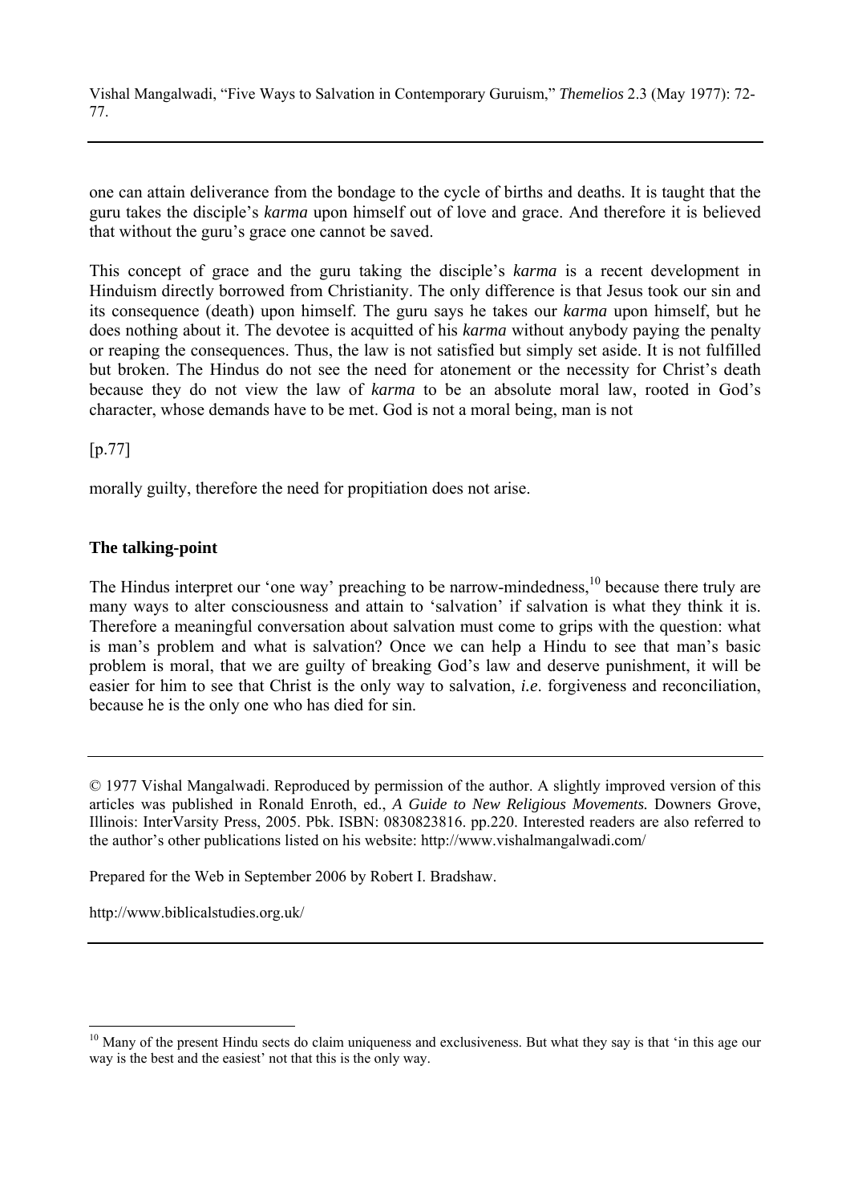one can attain deliverance from the bondage to the cycle of births and deaths. It is taught that the guru takes the disciple's *karma* upon himself out of love and grace. And therefore it is believed that without the guru's grace one cannot be saved.

This concept of grace and the guru taking the disciple's *karma* is a recent development in Hinduism directly borrowed from Christianity. The only difference is that Jesus took our sin and its consequence (death) upon himself. The guru says he takes our *karma* upon himself, but he does nothing about it. The devotee is acquitted of his *karma* without anybody paying the penalty or reaping the consequences. Thus, the law is not satisfied but simply set aside. It is not fulfilled but broken. The Hindus do not see the need for atonement or the necessity for Christ's death because they do not view the law of *karma* to be an absolute moral law, rooted in God's character, whose demands have to be met. God is not a moral being, man is not

[p.77]

morally guilty, therefore the need for propitiation does not arise.

### The talking-point

The Hindus interpret our 'one way' preaching to be narrow-mindedness,[10] because there truly are many ways to alter consciousness and attain to 'salvation' if salvation is what they think it is. Therefore a meaningful conversation about salvation must come to grips with the question: what is man's problem and what is salvation? Once we can help a Hindu to see that man's basic problem is moral, that we are guilty of breaking God's law and deserve punishment, it will be easier for him to see that Christ is the only way to salvation, *i.e*. forgiveness and reconciliation, because he is the only one who has died for sin.

---

© 1977 Vishal Mangalwadi. Reproduced by permission of the author. A slightly improved version of this articles was published in Ronald Enroth, ed., *A Guide to New Religious Movements.* Downers Grove, Illinois: InterVarsity Press, 2005. Pbk. ISBN: 0830823816. pp.220. Interested readers are also referred to the author's other publications listed on his website: http://www.vishalmangalwadi.com/

Prepared for the Web in September 2006 by Robert I. Bradshaw.

http://www.biblicalstudies.org.uk/

---

[10] Many of the present Hindu sects do claim uniqueness and exclusiveness. But what they say is that 'in this age our way is the best and the easiest' not that this is the only way.